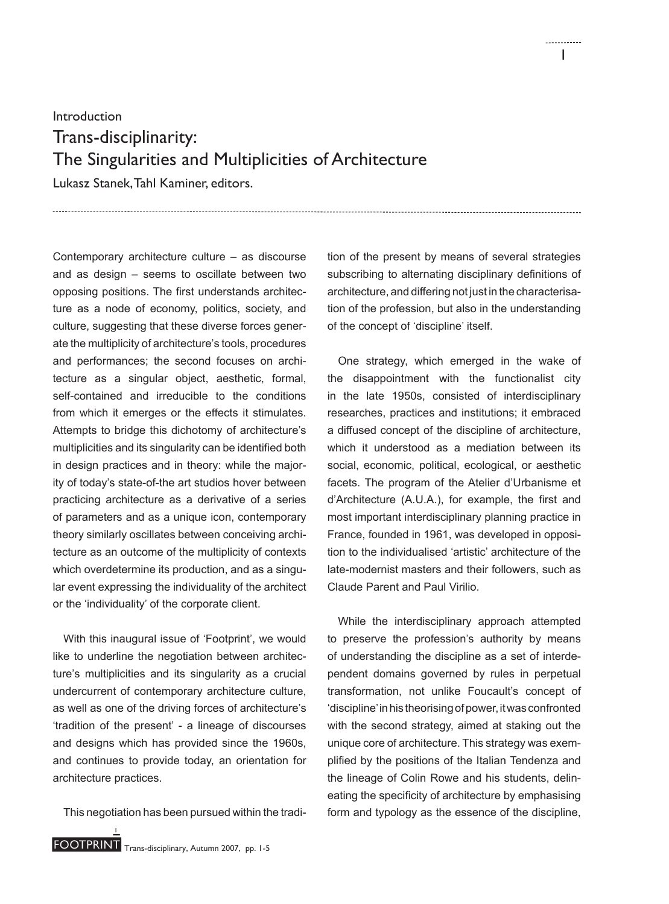Introduction

# Trans-disciplinarity: The Singularities and Multiplicities of Architecture

Lukasz Stanek, Tahl Kaminer, editors.

Contemporary architecture culture – as discourse and as design – seems to oscillate between two opposing positions. The first understands architecture as a node of economy, politics, society, and culture, suggesting that these diverse forces generate the multiplicity of architecture's tools, procedures and performances; the second focuses on architecture as a singular object, aesthetic, formal, self-contained and irreducible to the conditions from which it emerges or the effects it stimulates. Attempts to bridge this dichotomy of architecture's multiplicities and its singularity can be identified both in design practices and in theory: while the majority of today's state-of-the art studios hover between practicing architecture as a derivative of a series of parameters and as a unique icon, contemporary theory similarly oscillates between conceiving architecture as an outcome of the multiplicity of contexts which overdetermine its production, and as a singular event expressing the individuality of the architect or the 'individuality' of the corporate client.

With this inaugural issue of 'Footprint', we would like to underline the negotiation between architecture's multiplicities and its singularity as a crucial undercurrent of contemporary architecture culture, as well as one of the driving forces of architecture's 'tradition of the present' - a lineage of discourses and designs which has provided since the 1960s, and continues to provide today, an orientation for architecture practices.

This negotiation has been pursued within the tradition of the present by means of several strategies subscribing to alternating disciplinary definitions of architecture, and differing not just in the characterisation of the profession, but also in the understanding of the concept of 'discipline' itself.

One strategy, which emerged in the wake of the disappointment with the functionalist city in the late 1950s, consisted of interdisciplinary researches, practices and institutions; it embraced a diffused concept of the discipline of architecture, which it understood as a mediation between its social, economic, political, ecological, or aesthetic facets. The program of the Atelier d'Urbanisme et d'Architecture (A.U.A.), for example, the first and most important interdisciplinary planning practice in France, founded in 1961, was developed in opposition to the individualised 'artistic' architecture of the late-modernist masters and their followers, such as Claude Parent and Paul Virilio.

While the interdisciplinary approach attempted to preserve the profession's authority by means of understanding the discipline as a set of interdependent domains governed by rules in perpetual transformation, not unlike Foucault's concept of 'discipline' in his theorising of power, it was confronted with the second strategy, aimed at staking out the unique core of architecture. This strategy was exemplified by the positions of the Italian Tendenza and the lineage of Colin Rowe and his students, delineating the specificity of architecture by emphasising form and typology as the essence of the discipline,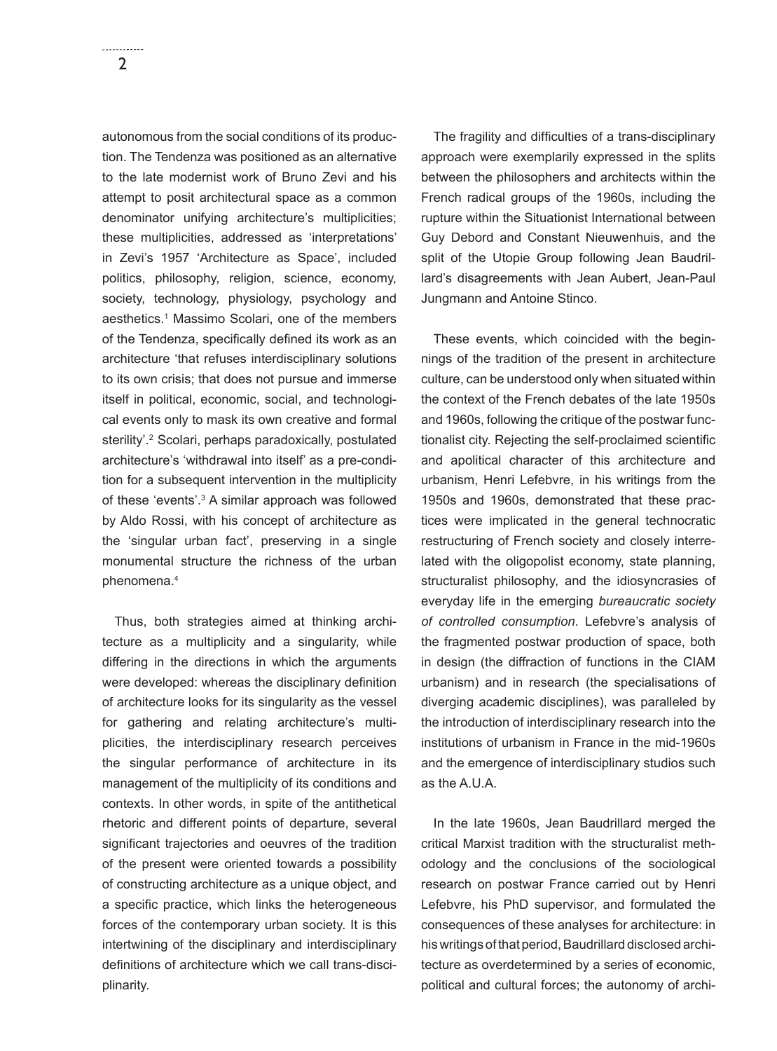autonomous from the social conditions of its production. The Tendenza was positioned as an alternative to the late modernist work of Bruno Zevi and his attempt to posit architectural space as a common denominator unifying architecture's multiplicities; these multiplicities, addressed as 'interpretations' in Zevi's 1957 'Architecture as Space', included politics, philosophy, religion, science, economy, society, technology, physiology, psychology and aesthetics.[1] Massimo Scolari, one of the members of the Tendenza, specifically defined its work as an architecture 'that refuses interdisciplinary solutions to its own crisis; that does not pursue and immerse itself in political, economic, social, and technological events only to mask its own creative and formal sterility'.[2] Scolari, perhaps paradoxically, postulated architecture's 'withdrawal into itself' as a pre-condition for a subsequent intervention in the multiplicity of these 'events'.[3] A similar approach was followed by Aldo Rossi, with his concept of architecture as the 'singular urban fact', preserving in a single monumental structure the richness of the urban phenomena.[4]

Thus, both strategies aimed at thinking architecture as a multiplicity and a singularity, while differing in the directions in which the arguments were developed: whereas the disciplinary definition of architecture looks for its singularity as the vessel for gathering and relating architecture's multiplicities, the interdisciplinary research perceives the singular performance of architecture in its management of the multiplicity of its conditions and contexts. In other words, in spite of the antithetical rhetoric and different points of departure, several significant trajectories and oeuvres of the tradition of the present were oriented towards a possibility of constructing architecture as a unique object, and a specific practice, which links the heterogeneous forces of the contemporary urban society. It is this intertwining of the disciplinary and interdisciplinary definitions of architecture which we call trans-disciplinarity.

The fragility and difficulties of a trans-disciplinary approach were exemplarily expressed in the splits between the philosophers and architects within the French radical groups of the 1960s, including the rupture within the Situationist International between Guy Debord and Constant Nieuwenhuis, and the split of the Utopie Group following Jean Baudrillard's disagreements with Jean Aubert, Jean-Paul Jungmann and Antoine Stinco.

These events, which coincided with the beginnings of the tradition of the present in architecture culture, can be understood only when situated within the context of the French debates of the late 1950s and 1960s, following the critique of the postwar functionalist city. Rejecting the self-proclaimed scientific and apolitical character of this architecture and urbanism, Henri Lefebvre, in his writings from the 1950s and 1960s, demonstrated that these practices were implicated in the general technocratic restructuring of French society and closely interrelated with the oligopolist economy, state planning, structuralist philosophy, and the idiosyncrasies of everyday life in the emerging *bureaucratic society of controlled consumption*. Lefebvre's analysis of the fragmented postwar production of space, both in design (the diffraction of functions in the CIAM urbanism) and in research (the specialisations of diverging academic disciplines), was paralleled by the introduction of interdisciplinary research into the institutions of urbanism in France in the mid-1960s and the emergence of interdisciplinary studios such as the A.U.A.

In the late 1960s, Jean Baudrillard merged the critical Marxist tradition with the structuralist methodology and the conclusions of the sociological research on postwar France carried out by Henri Lefebvre, his PhD supervisor, and formulated the consequences of these analyses for architecture: in his writings of that period, Baudrillard disclosed architecture as overdetermined by a series of economic, political and cultural forces; the autonomy of archi-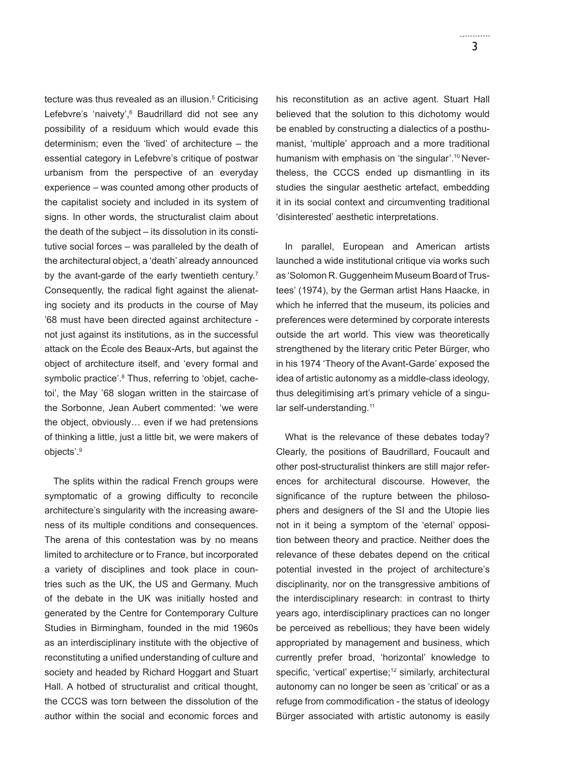tecture was thus revealed as an illusion.[5] Criticising Lefebvre's 'naivety',[6] Baudrillard did not see any possibility of a residuum which would evade this determinism; even the 'lived' of architecture – the essential category in Lefebvre's critique of postwar urbanism from the perspective of an everyday experience – was counted among other products of the capitalist society and included in its system of signs. In other words, the structuralist claim about the death of the subject – its dissolution in its constitutive social forces – was paralleled by the death of the architectural object, a 'death' already announced by the avant-garde of the early twentieth century.[7] Consequently, the radical fight against the alienating society and its products in the course of May '68 must have been directed against architecture - not just against its institutions, as in the successful attack on the École des Beaux-Arts, but against the object of architecture itself, and 'every formal and symbolic practice'.[8] Thus, referring to 'objet, cache-toi', the May '68 slogan written in the staircase of the Sorbonne, Jean Aubert commented: 'we were the object, obviously… even if we had pretensions of thinking a little, just a little bit, we were makers of objects'.[9]

The splits within the radical French groups were symptomatic of a growing difficulty to reconcile architecture's singularity with the increasing awareness of its multiple conditions and consequences. The arena of this contestation was by no means limited to architecture or to France, but incorporated a variety of disciplines and took place in countries such as the UK, the US and Germany. Much of the debate in the UK was initially hosted and generated by the Centre for Contemporary Culture Studies in Birmingham, founded in the mid 1960s as an interdisciplinary institute with the objective of reconstituting a unified understanding of culture and society and headed by Richard Hoggart and Stuart Hall. A hotbed of structuralist and critical thought, the CCCS was torn between the dissolution of the author within the social and economic forces and his reconstitution as an active agent. Stuart Hall believed that the solution to this dichotomy would be enabled by constructing a dialectics of a posthumanist, 'multiple' approach and a more traditional humanism with emphasis on 'the singular'.[10] Nevertheless, the CCCS ended up dismantling in its studies the singular aesthetic artefact, embedding it in its social context and circumventing traditional 'disinterested' aesthetic interpretations.

In parallel, European and American artists launched a wide institutional critique via works such as 'Solomon R. Guggenheim Museum Board of Trustees' (1974), by the German artist Hans Haacke, in which he inferred that the museum, its policies and preferences were determined by corporate interests outside the art world. This view was theoretically strengthened by the literary critic Peter Bürger, who in his 1974 'Theory of the Avant-Garde' exposed the idea of artistic autonomy as a middle-class ideology, thus delegitimising art's primary vehicle of a singular self-understanding.[11]

What is the relevance of these debates today? Clearly, the positions of Baudrillard, Foucault and other post-structuralist thinkers are still major references for architectural discourse. However, the significance of the rupture between the philosophers and designers of the SI and the Utopie lies not in it being a symptom of the 'eternal' opposition between theory and practice. Neither does the relevance of these debates depend on the critical potential invested in the project of architecture's disciplinarity, nor on the transgressive ambitions of the interdisciplinary research: in contrast to thirty years ago, interdisciplinary practices can no longer be perceived as rebellious; they have been widely appropriated by management and business, which currently prefer broad, 'horizontal' knowledge to specific, 'vertical' expertise;[12] similarly, architectural autonomy can no longer be seen as 'critical' or as a refuge from commodification - the status of ideology Bürger associated with artistic autonomy is easily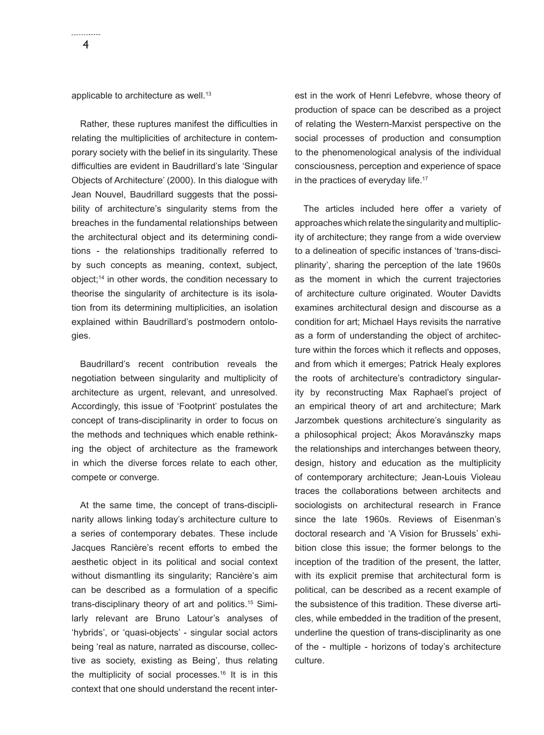applicable to architecture as well.[13]

Rather, these ruptures manifest the difficulties in relating the multiplicities of architecture in contemporary society with the belief in its singularity. These difficulties are evident in Baudrillard's late 'Singular Objects of Architecture' (2000). In this dialogue with Jean Nouvel, Baudrillard suggests that the possibility of architecture's singularity stems from the breaches in the fundamental relationships between the architectural object and its determining conditions - the relationships traditionally referred to by such concepts as meaning, context, subject, object;[14] in other words, the condition necessary to theorise the singularity of architecture is its isolation from its determining multiplicities, an isolation explained within Baudrillard's postmodern ontologies.

Baudrillard's recent contribution reveals the negotiation between singularity and multiplicity of architecture as urgent, relevant, and unresolved. Accordingly, this issue of 'Footprint' postulates the concept of trans-disciplinarity in order to focus on the methods and techniques which enable rethinking the object of architecture as the framework in which the diverse forces relate to each other, compete or converge.

At the same time, the concept of trans-disciplinarity allows linking today's architecture culture to a series of contemporary debates. These include Jacques Rancière's recent efforts to embed the aesthetic object in its political and social context without dismantling its singularity; Rancière's aim can be described as a formulation of a specific trans-disciplinary theory of art and politics.[15] Similarly relevant are Bruno Latour's analyses of 'hybrids', or 'quasi-objects' - singular social actors being 'real as nature, narrated as discourse, collective as society, existing as Being', thus relating the multiplicity of social processes.[16] It is in this context that one should understand the recent interest in the work of Henri Lefebvre, whose theory of production of space can be described as a project of relating the Western-Marxist perspective on the social processes of production and consumption to the phenomenological analysis of the individual consciousness, perception and experience of space in the practices of everyday life.[17]

The articles included here offer a variety of approaches which relate the singularity and multiplicity of architecture; they range from a wide overview to a delineation of specific instances of 'trans-disciplinarity', sharing the perception of the late 1960s as the moment in which the current trajectories of architecture culture originated. Wouter Davidts examines architectural design and discourse as a condition for art; Michael Hays revisits the narrative as a form of understanding the object of architecture within the forces which it reflects and opposes, and from which it emerges; Patrick Healy explores the roots of architecture's contradictory singularity by reconstructing Max Raphael's project of an empirical theory of art and architecture; Mark Jarzombek questions architecture's singularity as a philosophical project; Ákos Moravánszky maps the relationships and interchanges between theory, design, history and education as the multiplicity of contemporary architecture; Jean-Louis Violeau traces the collaborations between architects and sociologists on architectural research in France since the late 1960s. Reviews of Eisenman's doctoral research and 'A Vision for Brussels' exhibition close this issue; the former belongs to the inception of the tradition of the present, the latter, with its explicit premise that architectural form is political, can be described as a recent example of the subsistence of this tradition. These diverse articles, while embedded in the tradition of the present, underline the question of trans-disciplinarity as one of the - multiple - horizons of today's architecture culture.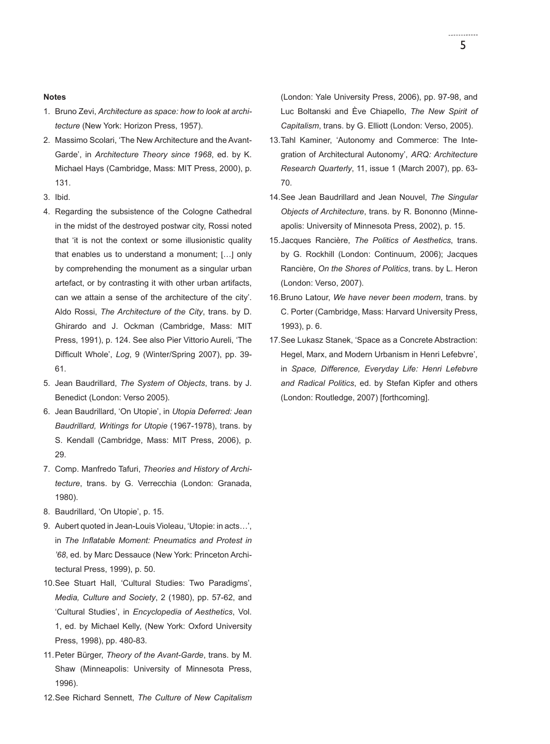**Notes**

1. Bruno Zevi, *Architecture as space: how to look at architecture* (New York: Horizon Press, 1957).
2. Massimo Scolari, 'The New Architecture and the Avant-Garde', in *Architecture Theory since 1968*, ed. by K. Michael Hays (Cambridge, Mass: MIT Press, 2000), p. 131.
3. Ibid.
4. Regarding the subsistence of the Cologne Cathedral in the midst of the destroyed postwar city, Rossi noted that 'it is not the context or some illusionistic quality that enables us to understand a monument; [...] only by comprehending the monument as a singular urban artefact, or by contrasting it with other urban artifacts, can we attain a sense of the architecture of the city'. Aldo Rossi, *The Architecture of the City*, trans. by D. Ghirardo and J. Ockman (Cambridge, Mass: MIT Press, 1991), p. 124. See also Pier Vittorio Aureli, 'The Difficult Whole', *Log*, 9 (Winter/Spring 2007), pp. 39-61.
5. Jean Baudrillard, *The System of Objects*, trans. by J. Benedict (London: Verso 2005).
6. Jean Baudrillard, 'On Utopie', in *Utopia Deferred: Jean Baudrillard, Writings for Utopie* (1967-1978), trans. by S. Kendall (Cambridge, Mass: MIT Press, 2006), p. 29.
7. Comp. Manfredo Tafuri, *Theories and History of Architecture*, trans. by G. Verrecchia (London: Granada, 1980).
8. Baudrillard, 'On Utopie', p. 15.
9. Aubert quoted in Jean-Louis Violeau, 'Utopie: in acts…', in *The Inflatable Moment: Pneumatics and Protest in '68*, ed. by Marc Dessauce (New York: Princeton Architectural Press, 1999), p. 50.
10. See Stuart Hall, 'Cultural Studies: Two Paradigms', *Media, Culture and Society*, 2 (1980), pp. 57-62, and 'Cultural Studies', in *Encyclopedia of Aesthetics*, Vol. 1, ed. by Michael Kelly, (New York: Oxford University Press, 1998), pp. 480-83.
11. Peter Bürger, *Theory of the Avant-Garde*, trans. by M. Shaw (Minneapolis: University of Minnesota Press, 1996).
12. See Richard Sennett, *The Culture of New Capitalism* (London: Yale University Press, 2006), pp. 97-98, and Luc Boltanski and Ève Chiapello, *The New Spirit of Capitalism*, trans. by G. Elliott (London: Verso, 2005).
13. Tahl Kaminer, 'Autonomy and Commerce: The Integration of Architectural Autonomy', *ARQ: Architecture Research Quarterly*, 11, issue 1 (March 2007), pp. 63-70.
14. See Jean Baudrillard and Jean Nouvel, *The Singular Objects of Architecture*, trans. by R. Bononno (Minneapolis: University of Minnesota Press, 2002), p. 15.
15. Jacques Rancière, *The Politics of Aesthetics*, trans. by G. Rockhill (London: Continuum, 2006); Jacques Rancière, *On the Shores of Politics*, trans. by L. Heron (London: Verso, 2007).
16. Bruno Latour, *We have never been modern*, trans. by C. Porter (Cambridge, Mass: Harvard University Press, 1993), p. 6.
17. See Lukasz Stanek, 'Space as a Concrete Abstraction: Hegel, Marx, and Modern Urbanism in Henri Lefebvre', in *Space, Difference, Everyday Life: Henri Lefebvre and Radical Politics*, ed. by Stefan Kipfer and others (London: Routledge, 2007) [forthcoming].